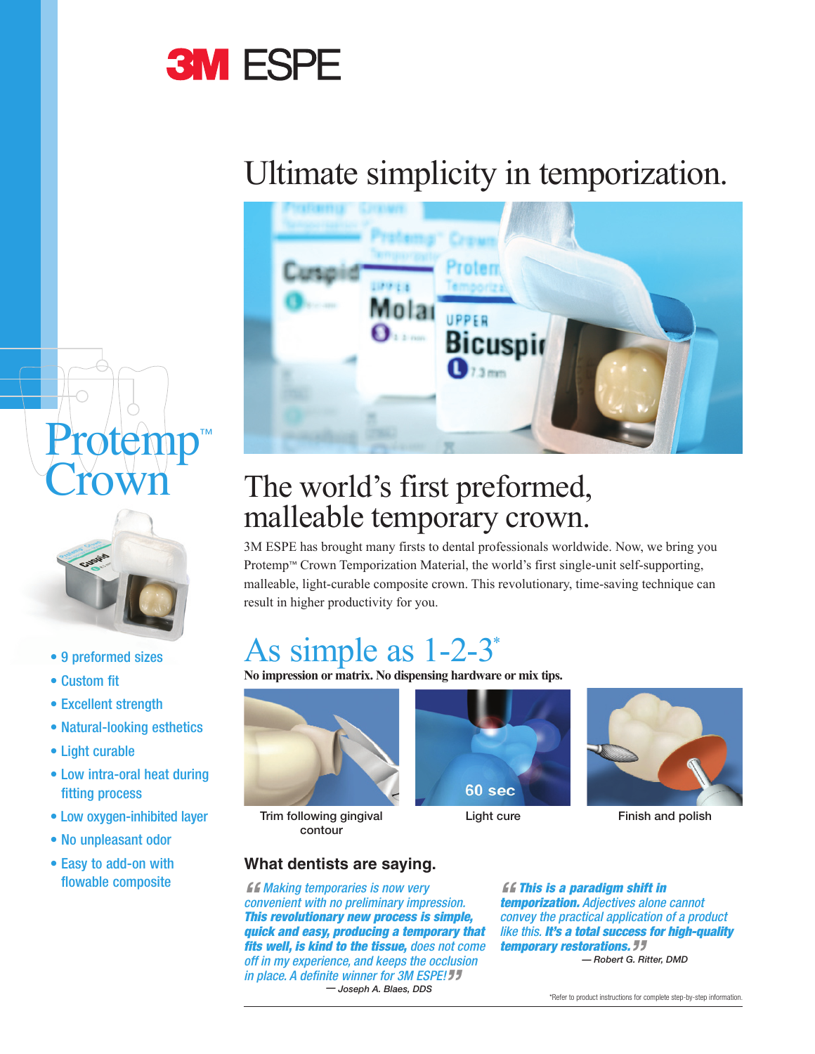# 3M ESPE

# Ultimate simplicity in temporization.

# Protemp™ Crown

- 9 preformed sizes
- Custom fit
- Excellent strength
- Natural-looking esthetics
- Light curable
- Low intra-oral heat during fitting process
- Low oxygen-inhibited layer
- No unpleasant odor
- Easy to add-on with flowable composite

## The world's first preformed, malleable temporary crown.

3M ESPE has brought many firsts to dental professionals worldwide. Now, we bring you Protemp™ Crown Temporization Material, the world's first single-unit self-supporting, malleable, light-curable composite crown. This revolutionary, time-saving technique can result in higher productivity for you.

## As simple as 1-2-3*

**No impression or matrix. No dispensing hardware or mix tips.**

Trim following gingival contour

60 sec

Light cure

Finish and polish

### What dentists are saying.

*"Making temporaries is now very convenient with no preliminary impression. **This revolutionary new process is simple, quick and easy, producing a temporary that fits well, is kind to the tissue,** does not come off in my experience, and keeps the occlusion in place. A definite winner for 3M ESPE!"*
— Joseph A. Blaes, DDS

*"**This is a paradigm shift in temporization.** Adjectives alone cannot convey the practical application of a product like this. **It's a total success for high-quality temporary restorations.**"*
— Robert G. Ritter, DMD

*Refer to product instructions for complete step-by-step information.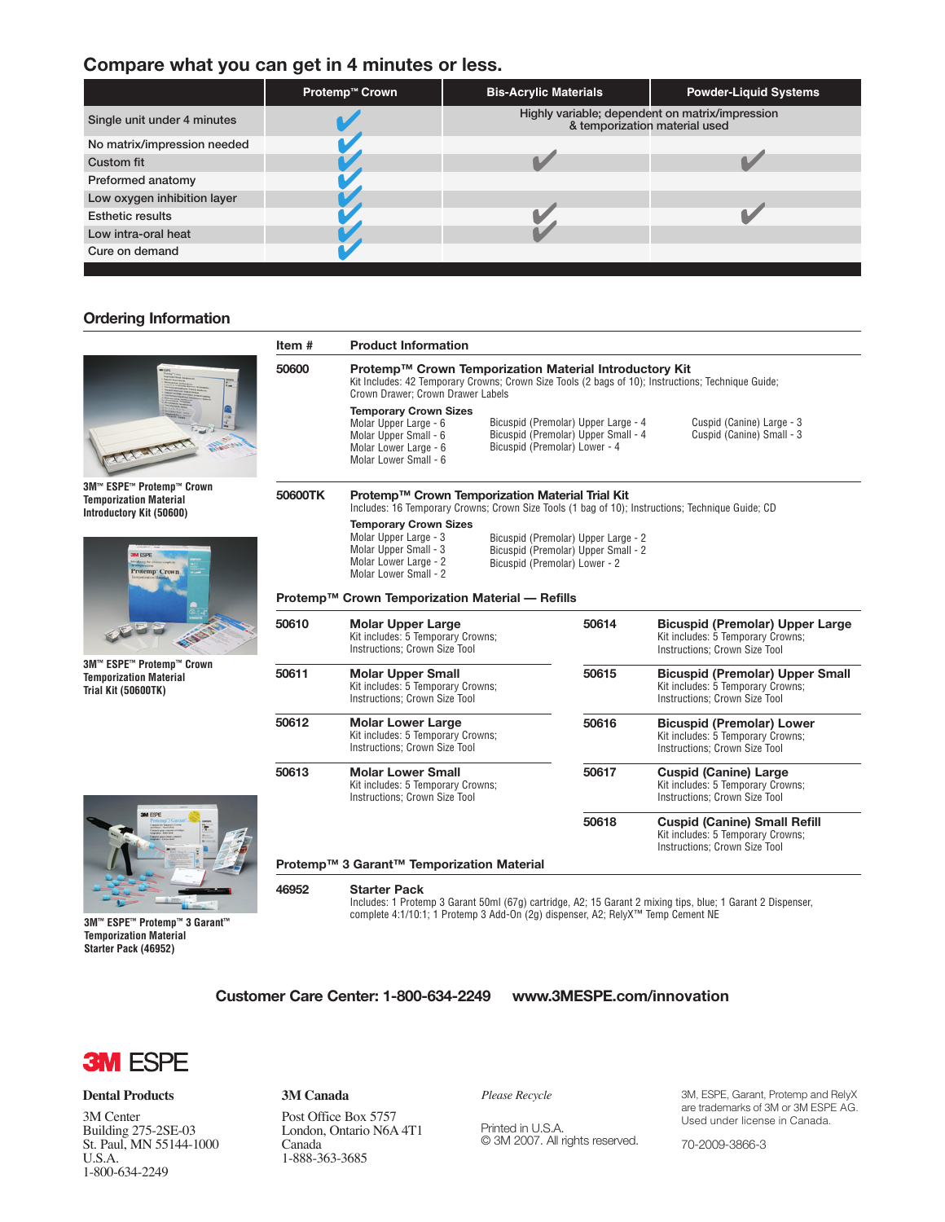## Compare what you can get in 4 minutes or less.

| | Protemp™ Crown | Bis-Acrylic Materials | Powder-Liquid Systems |
|---|---|---|---|
| Single unit under 4 minutes | ✔ | Highly variable; dependent on matrix/impression & temporization material used | |
| No matrix/impression needed | ✔ | | |
| Custom fit | ✔ | ✔ | ✔ |
| Preformed anatomy | ✔ | | |
| Low oxygen inhibition layer | ✔ | | |
| Esthetic results | ✔ | ✔ | ✔ |
| Low intra-oral heat | ✔ | ✔ | |
| Cure on demand | ✔ | | |

## Ordering Information

3M™ ESPE™ Protemp™ Crown Temporization Material Introductory Kit (50600)

3M™ ESPE™ Protemp™ Crown Temporization Material Trial Kit (50600TK)

3M™ ESPE™ Protemp™ 3 Garant™ Temporization Material Starter Pack (46952)

| Item # | Product Information |
|---|---|
| 50600 | **Protemp™ Crown Temporization Material Introductory Kit**<br>Kit Includes: 42 Temporary Crowns; Crown Size Tools (2 bags of 10); Instructions; Technique Guide; Crown Drawer; Crown Drawer Labels<br>**Temporary Crown Sizes**<br>Molar Upper Large - 6; Molar Upper Small - 6; Molar Lower Large - 6; Molar Lower Small - 6; Bicuspid (Premolar) Upper Large - 4; Bicuspid (Premolar) Upper Small - 4; Bicuspid (Premolar) Lower - 4; Cuspid (Canine) Large - 3; Cuspid (Canine) Small - 3 |
| 50600TK | **Protemp™ Crown Temporization Material Trial Kit**<br>Includes: 16 Temporary Crowns; Crown Size Tools (1 bag of 10); Instructions; Technique Guide; CD<br>**Temporary Crown Sizes**<br>Molar Upper Large - 3; Molar Upper Small - 3; Molar Lower Large - 2; Molar Lower Small - 2; Bicuspid (Premolar) Upper Large - 2; Bicuspid (Premolar) Upper Small - 2; Bicuspid (Premolar) Lower - 2 |

### Protemp™ Crown Temporization Material — Refills

| Item # | Product Information | Item # | Product Information |
|---|---|---|---|
| 50610 | **Molar Upper Large**<br>Kit includes: 5 Temporary Crowns; Instructions; Crown Size Tool | 50614 | **Bicuspid (Premolar) Upper Large**<br>Kit includes: 5 Temporary Crowns; Instructions; Crown Size Tool |
| 50611 | **Molar Upper Small**<br>Kit includes: 5 Temporary Crowns; Instructions; Crown Size Tool | 50615 | **Bicuspid (Premolar) Upper Small**<br>Kit includes: 5 Temporary Crowns; Instructions; Crown Size Tool |
| 50612 | **Molar Lower Large**<br>Kit includes: 5 Temporary Crowns; Instructions; Crown Size Tool | 50616 | **Bicuspid (Premolar) Lower**<br>Kit includes: 5 Temporary Crowns; Instructions; Crown Size Tool |
| 50613 | **Molar Lower Small**<br>Kit includes: 5 Temporary Crowns; Instructions; Crown Size Tool | 50617 | **Cuspid (Canine) Large**<br>Kit includes: 5 Temporary Crowns; Instructions; Crown Size Tool |
| | | 50618 | **Cuspid (Canine) Small Refill**<br>Kit includes: 5 Temporary Crowns; Instructions; Crown Size Tool |

### Protemp™ 3 Garant™ Temporization Material

| Item # | Product Information |
|---|---|
| 46952 | **Starter Pack**<br>Includes: 1 Protemp 3 Garant 50ml (67g) cartridge, A2; 15 Garant 2 mixing tips, blue; 1 Garant 2 Dispenser, complete 4:1/10:1; 1 Protemp 3 Add-On (2g) dispenser, A2; RelyX™ Temp Cement NE |

**Customer Care Center: 1-800-634-2249 www.3MESPE.com/innovation**

**3M ESPE**

**Dental Products**
3M Center
Building 275-2SE-03
St. Paul, MN 55144-1000
U.S.A.
1-800-634-2249

**3M Canada**
Post Office Box 5757
London, Ontario N6A 4T1
Canada
1-888-363-3685

*Please Recycle*

Printed in U.S.A.
© 3M 2007. All rights reserved.

3M, ESPE, Garant, Protemp and RelyX are trademarks of 3M or 3M ESPE AG. Used under license in Canada.

70-2009-3866-3